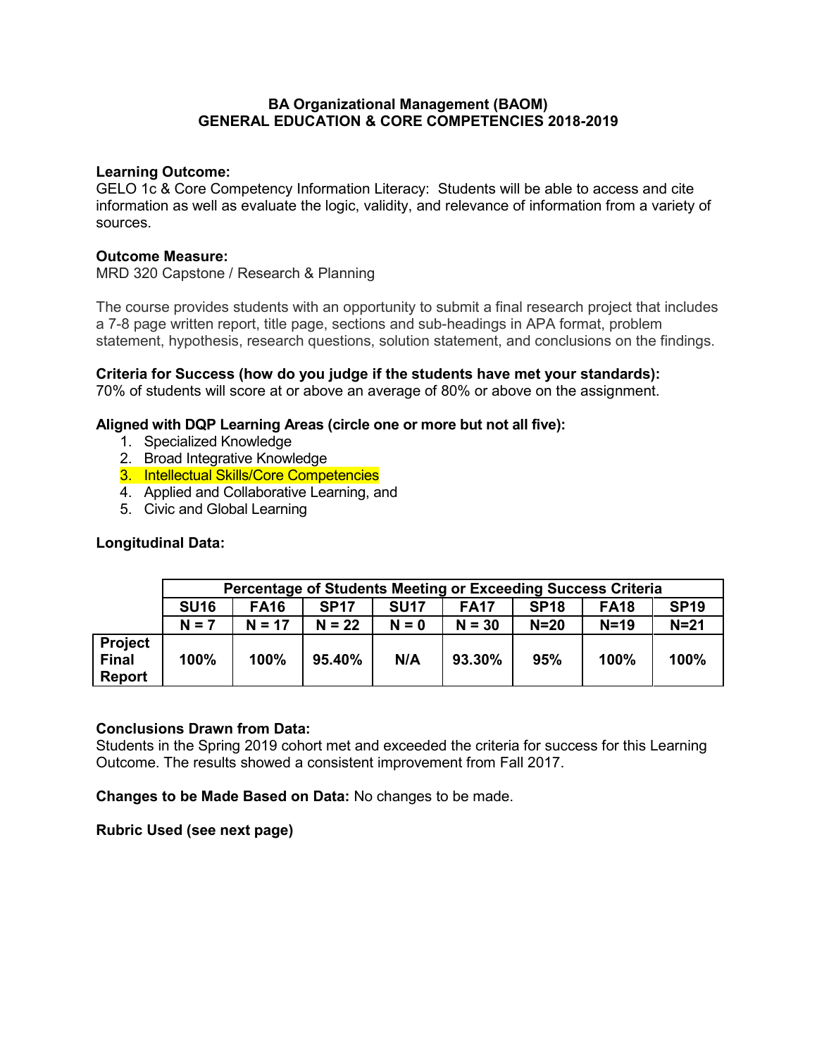# BA Organizational Management (BAOM)
## GENERAL EDUCATION & CORE COMPETENCIES 2018-2019

**Learning Outcome:**
GELO 1c & Core Competency Information Literacy: Students will be able to access and cite information as well as evaluate the logic, validity, and relevance of information from a variety of sources.

**Outcome Measure:**
MRD 320 Capstone / Research & Planning

The course provides students with an opportunity to submit a final research project that includes a 7-8 page written report, title page, sections and sub-headings in APA format, problem statement, hypothesis, research questions, solution statement, and conclusions on the findings.

**Criteria for Success (how do you judge if the students have met your standards):**
70% of students will score at or above an average of 80% or above on the assignment.

**Aligned with DQP Learning Areas (circle one or more but not all five):**

1. Specialized Knowledge
2. Broad Integrative Knowledge
3. Intellectual Skills/Core Competencies
4. Applied and Collaborative Learning, and
5. Civic and Global Learning

**Longitudinal Data:**

| | Percentage of Students Meeting or Exceeding Success Criteria | | | | | | | |
|---|---|---|---|---|---|---|---|---|
| | **SU16** | **FA16** | **SP17** | **SU17** | **FA17** | **SP18** | **FA18** | **SP19** |
| | **N = 7** | **N = 17** | **N = 22** | **N = 0** | **N = 30** | **N=20** | **N=19** | **N=21** |
| **Project Final Report** | **100%** | **100%** | **95.40%** | **N/A** | **93.30%** | **95%** | **100%** | **100%** |

**Conclusions Drawn from Data:**
Students in the Spring 2019 cohort met and exceeded the criteria for success for this Learning Outcome. The results showed a consistent improvement from Fall 2017.

**Changes to be Made Based on Data:** No changes to be made.

**Rubric Used (see next page)**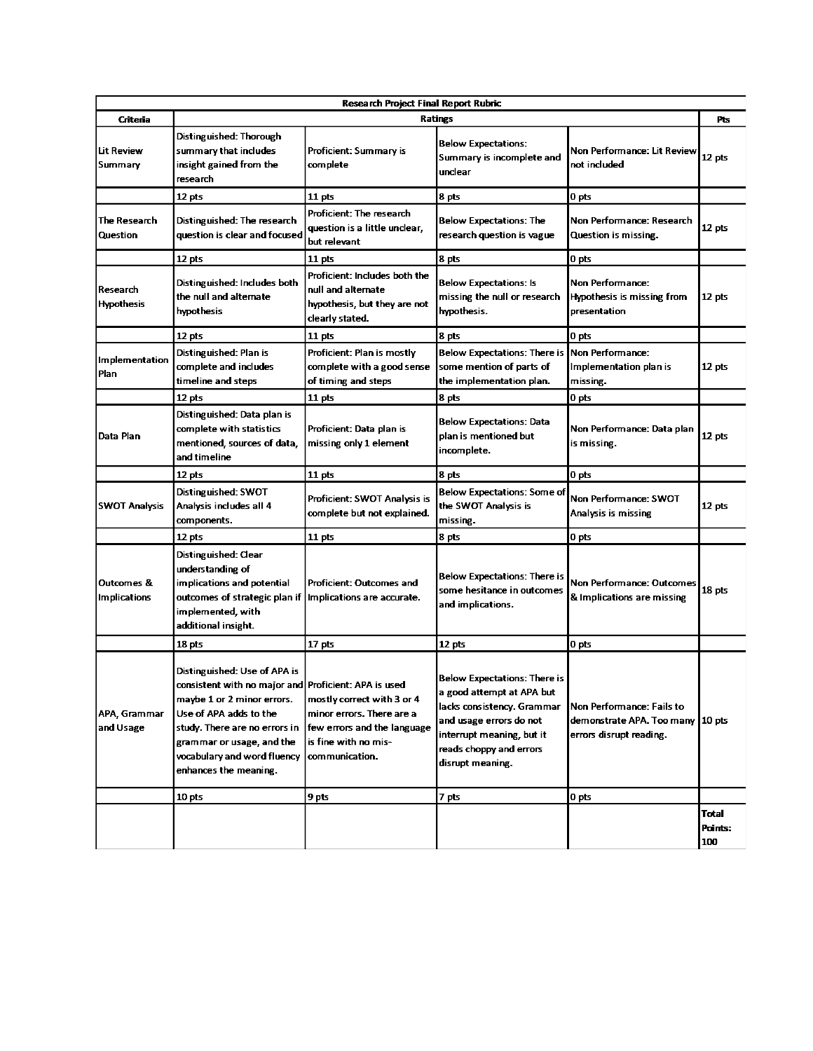| Research Project Final Report Rubric | | | | | |
|---|---|---|---|---|---|
| Criteria | Ratings | | | | Pts |
| Lit Review Summary | Distinguished: Thorough summary that includes insight gained from the research | Proficient: Summary is complete | Below Expectations: Summary is incomplete and unclear | Non Performance: Lit Review not included | 12 pts |
| | 12 pts | 11 pts | 8 pts | 0 pts | |
| The Research Question | Distinguished: The research question is clear and focused | Proficient: The research question is a little unclear, but relevant | Below Expectations: The research question is vague | Non Performance: Research Question is missing. | 12 pts |
| | 12 pts | 11 pts | 8 pts | 0 pts | |
| Research Hypothesis | Distinguished: Includes both the null and alternate hypothesis | Proficient: Includes both the null and alternate hypothesis, but they are not clearly stated. | Below Expectations: Is missing the null or research hypothesis. | Non Performance: Hypothesis is missing from presentation | 12 pts |
| | 12 pts | 11 pts | 8 pts | 0 pts | |
| Implementation Plan | Distinguished: Plan is complete and includes timeline and steps | Proficient: Plan is mostly complete with a good sense of timing and steps | Below Expectations: There is some mention of parts of the implementation plan. | Non Performance: Implementation plan is missing. | 12 pts |
| | 12 pts | 11 pts | 8 pts | 0 pts | |
| Data Plan | Distinguished: Data plan is complete with statistics mentioned, sources of data, and timeline | Proficient: Data plan is missing only 1 element | Below Expectations: Data plan is mentioned but incomplete. | Non Performance: Data plan is missing. | 12 pts |
| | 12 pts | 11 pts | 8 pts | 0 pts | |
| SWOT Analysis | Distinguished: SWOT Analysis includes all 4 components. | Proficient: SWOT Analysis is complete but not explained. | Below Expectations: Some of the SWOT Analysis is missing. | Non Performance: SWOT Analysis is missing | 12 pts |
| | 12 pts | 11 pts | 8 pts | 0 pts | |
| Outcomes & Implications | Distinguished: Clear understanding of implications and potential outcomes of strategic plan if implemented, with additional insight. | Proficient: Outcomes and Implications are accurate. | Below Expectations: There is some hesitance in outcomes and implications. | Non Performance: Outcomes & Implications are missing | 18 pts |
| | 18 pts | 17 pts | 12 pts | 0 pts | |
| APA, Grammar and Usage | Distinguished: Use of APA is consistent with no major and maybe 1 or 2 minor errors. Use of APA adds to the study. There are no errors in grammar or usage, and the vocabulary and word fluency enhances the meaning. | Proficient: APA is used mostly correct with 3 or 4 minor errors. There are a few errors and the language is fine with no mis-communication. | Below Expectations: There is a good attempt at APA but lacks consistency. Grammar and usage errors do not interrupt meaning, but it reads choppy and errors disrupt meaning. | Non Performance: Fails to demonstrate APA. Too many errors disrupt reading. | 10 pts |
| | 10 pts | 9 pts | 7 pts | 0 pts | |
| | | | | | Total Points: 100 |